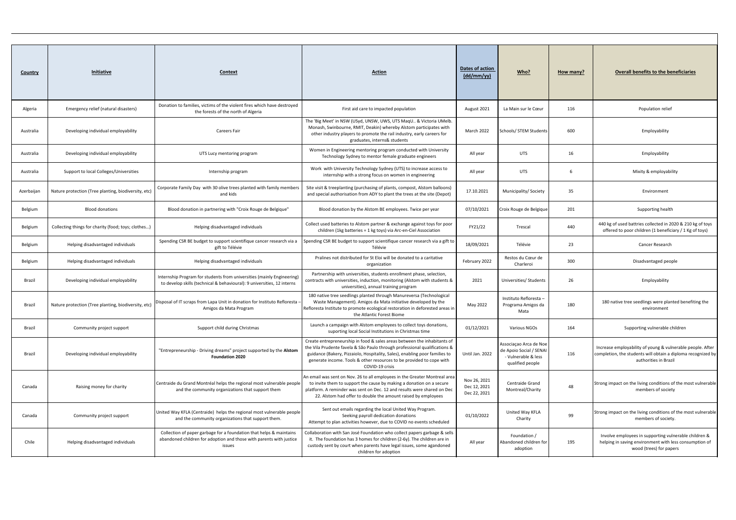| Country | Initiative | Context | Action | Dates of action (dd/mm/yy) | Who? | How many? | Overall benefits to the beneficiaries |
|---|---|---|---|---|---|---|---|
| Algeria | Emergency relief (natural disasters) | Donation to families, victims of the violent fires which have destroyed the forests of the north of Algeria | First aid care to impacted population | August 2021 | La Main sur le Cœur | 116 | Population relief |
| Australia | Developing individual employability | Careers Fair | The 'Big Meet' in NSW (USyd, UNSW, UWS, UTS MaqU.. & Victoria UMelb. Monash, Swinbourne, RMIT, Deakin) whereby Alstom participates with other industry players to promote the rail industry, early careers for graduates, interns& students | March 2022 | Schools/ STEM Students | 600 | Employability |
| Australia | Developing individual employability | UTS Lucy mentoring program | Women in Engineering mentoring program conducted with University Technology Sydney to mentor female graduate engineers | All year | UTS | 16 | Employability |
| Australia | Support to local Colleges/Universities | Internship program | Work with University Technology Sydney (UTS) to increase access to internship with a strong focus on women in engineering | All year | UTS | 6 | Mixity & employability |
| Azerbaijan | Nature protection (Tree planting, biodiversity, etc) | Corporate Family Day with 30 olive trees planted with family members and kids | Site visit & treeplanting (purchasing of plants, compost, Alstom balloons) and special authorisation from ADY to plant the trees at the site (Depot) | 17.10.2021 | Municipality/ Society | 35 | Environment |
| Belgium | Blood donations | Blood donation in partnering with "Croix Rouge de Belgique" | Blood donation by the Alstom BE employees. Twice per year | 07/10/2021 | Croix Rouge de Belgique | 201 | Supporting health |
| Belgium | Collecting things for charity (food; toys; clothes…) | Helping disadvantaged individuals | Collect used batteries to Alstom partner & exchange against toys for poor children (1kg batteries = 1 kg toys) via Arc-en-Ciel Association | FY21/22 | Trescal | 440 | 440 kg of used battries collected in 2020 & 210 kg of toys offered to poor children (1 beneficiary / 1 Kg of toys) |
| Belgium | Helping disadvantaged individuals | Spending CSR BE budget to support scientifique cancer research via a gift to Télévie | Spending CSR BE budget to support scientifique cancer research via a gift to Télévie | 18/09/2021 | Télévie | 23 | Cancer Research |
| Belgium | Helping disadvantaged individuals | Helping disadvantaged individuals | Pralines not distributed for St Eloi will be donated to a caritative organization | February 2022 | Restos du Cœur de Charleroi | 300 | Disadvantaged people |
| Brazil | Developing individual employability | Internship Program for students from universities (mainly Engineering) to develop skills (technical & behavioural): 9 universities, 12 interns | Partnership with universities, students enrollment phase, selection, contracts with universities, induction, monitoring (Alstom with students & universities), annual training program | 2021 | Universities/ Students | 26 | Employability |
| Brazil | Nature protection (Tree planting, biodiversity, etc) | Disposal of IT scraps from Lapa Unit in donation for Instituto Refloresta – Amigos da Mata Program | 180 native tree seedlings planted through Manureversa (Technological Waste Management). Amigos da Mata initiative developed by the Refloresta Institute to promote ecological restoration in deforested areas in the Atlantic Forest Biome | May 2022 | Instituto Refloresta – Programa Amigos da Mata | 180 | 180 native tree seedlings were planted benefiting the environment |
| Brazil | Community project support | Support child during Christmas | Launch a campaign with Alstom employees to collect toys donations, suporting local Social Institutions in Christmas time | 01/12/2021 | Various NGOs | 164 | Supporting vulnerable children |
| Brazil | Developing individual employability | "Entrepreneurship - Driving dreams" project supported by the **Alstom Foundation 2020** | Create entrepreneurship in food & sales areas between the inhabitants of the Vila Prudente favela & São Paulo through professional qualifications & guidance (Bakery, Pizzaiolo, Hospitality, Sales), enabling poor families to generate income. Tools & other resources to be provided to cope with COVID-19 crisis | Until Jan. 2022 | Associaçao Arca de Noe de Apoio Social / SENAI - Vulnerable & less qualified people | 116 | Increase employability of young & vulnerable people. After completion, the students will obtain a diploma recognized by authorities in Brazil |
| Canada | Raising money for charity | Centraide du Grand Montréal helps the regional most vulnerable people and the community organizations that support them | An email was sent on Nov. 26 to all employees in the Greater Montreal area to invite them to support the cause by making a donation on a secure platform. A reminder was sent on Dec. 12 and results were shared on Dec 22. Alstom had offer to double the amount raised by employees | Nov 26, 2021 Dec 12, 2021 Dec 22, 2021 | Centraide Grand Montreal/Charity | 48 | Strong impact on the living conditions of the most vulnerable members of society |
| Canada | Community project support | United Way KFLA (Centraide) helps the regional most vulnerable people and the community organizations that support them. | Sent out emails regarding the local United Way Program. Seeking payroll dedication donations Attempt to plan activities however, due to COVID no events scheduled | 01/10/2022 | United Way KFLA Charity | 99 | Strong impact on the living conditions of the most vulnerable members of society. |
| Chile | Helping disadvantaged individuals | Collection of paper garbage for a foundation that helps & maintains abandoned children for adoption and those with parents with justice issues | Collaboration with San José Foundation who collect papers garbage & sells it. The foundation has 3 homes for children (2-6y). The children are in custody sent by court when parents have legal issues, some agandoned children for adoption | All year | Foundation / Abandoned children for adoption | 195 | Involve employees in supporting vulnerable children & helping in saving environment with less consumption of wood (trees) for papers |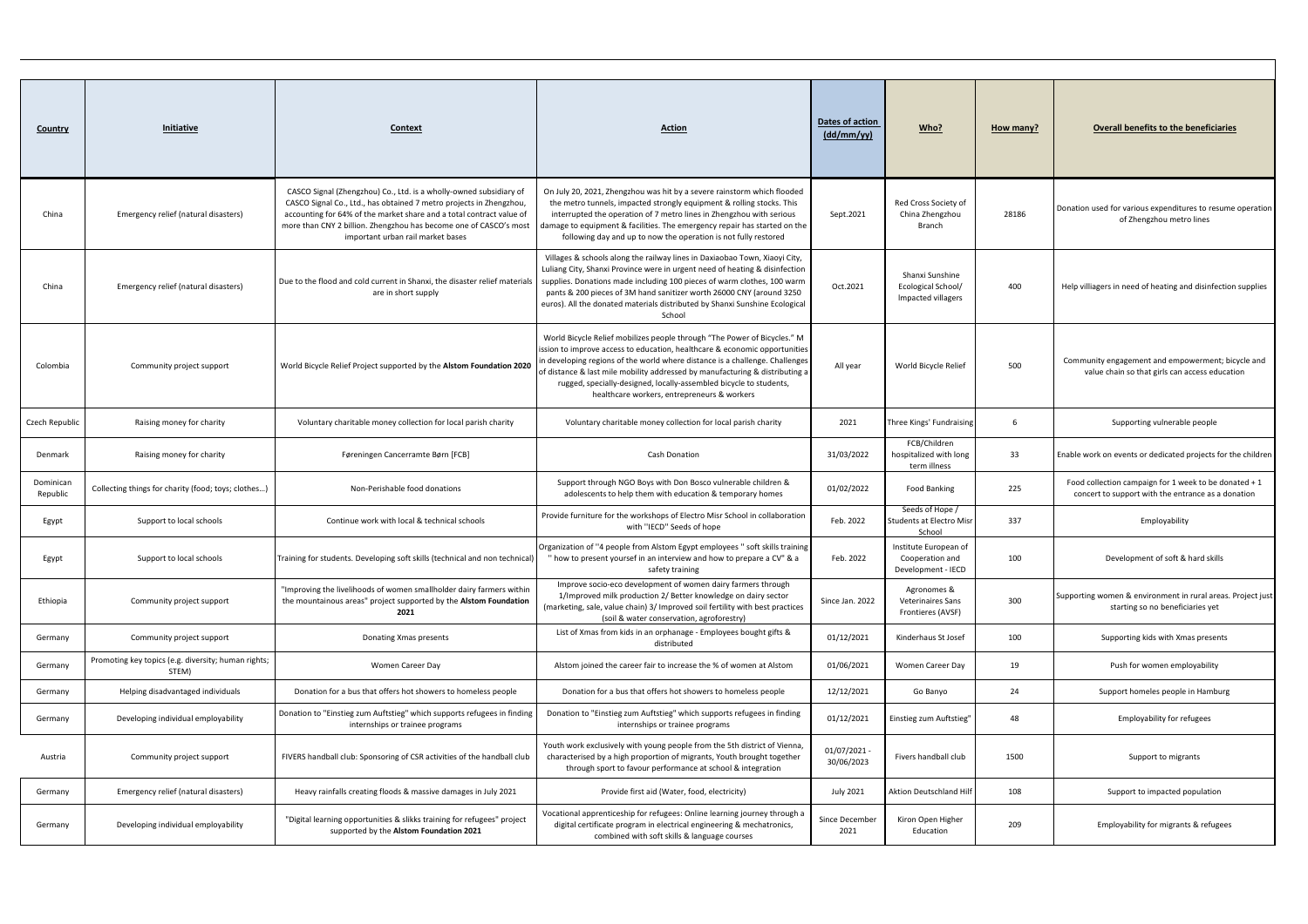| Country | Initiative | Context | Action | Dates of action (dd/mm/yy) | Who? | How many? | Overall benefits to the beneficiaries |
|---|---|---|---|---|---|---|---|
| China | Emergency relief (natural disasters) | CASCO Signal (Zhengzhou) Co., Ltd. is a wholly-owned subsidiary of CASCO Signal Co., Ltd., has obtained 7 metro projects in Zhengzhou, accounting for 64% of the market share and a total contract value of more than CNY 2 billion. Zhengzhou has become one of CASCO's most important urban rail market bases | On July 20, 2021, Zhengzhou was hit by a severe rainstorm which flooded the metro tunnels, impacted strongly equipment & rolling stocks. This interrupted the operation of 7 metro lines in Zhengzhou with serious damage to equipment & facilities. The emergency repair has started on the following day and up to now the operation is not fully restored | Sept.2021 | Red Cross Society of China Zhengzhou Branch | 28186 | Donation used for various expenditures to resume operation of Zhengzhou metro lines |
| China | Emergency relief (natural disasters) | Due to the flood and cold current in Shanxi, the disaster relief materials are in short supply | Villages & schools along the railway lines in Daxiaobao Town, Xiaoyi City, Luliang City, Shanxi Province were in urgent need of heating & disinfection supplies. Donations made including 100 pieces of warm clothes, 100 warm pants & 200 pieces of 3M hand sanitizer worth 26000 CNY (around 3250 euros). All the donated materials distributed by Shanxi Sunshine Ecological School | Oct.2021 | Shanxi Sunshine Ecological School/ Impacted villagers | 400 | Help villiagers in need of heating and disinfection supplies |
| Colombia | Community project support | World Bicycle Relief Project supported by the **Alstom Foundation 2020** | World Bicycle Relief mobilizes people through "The Power of Bicycles." M ission to improve access to education, healthcare & economic opportunities in developing regions of the world where distance is a challenge. Challenges of distance & last mile mobility addressed by manufacturing & distributing a rugged, specially-designed, locally-assembled bicycle to students, healthcare workers, entrepreneurs & workers | All year | World Bicycle Relief | 500 | Community engagement and empowerment; bicycle and value chain so that girls can access education |
| Czech Republic | Raising money for charity | Voluntary charitable money collection for local parish charity | Voluntary charitable money collection for local parish charity | 2021 | Three Kings' Fundraising | 6 | Supporting vulnerable people |
| Denmark | Raising money for charity | Føreningen Cancerramte Børn [FCB] | Cash Donation | 31/03/2022 | FCB/Children hospitalized with long term illness | 33 | Enable work on events or dedicated projects for the children |
| Dominican Republic | Collecting things for charity (food; toys; clothes...) | Non-Perishable food donations | Support through NGO Boys with Don Bosco vulnerable children & adolescents to help them with education & temporary homes | 01/02/2022 | Food Banking | 225 | Food collection campaign for 1 week to be donated + 1 concert to support with the entrance as a donation |
| Egypt | Support to local schools | Continue work with local & technical schools | Provide furniture for the workshops of Electro Misr School in collaboration with "IECD" Seeds of hope | Feb. 2022 | Seeds of Hope / Students at Electro Misr School | 337 | Employability |
| Egypt | Support to local schools | Training for students. Developing soft skills (technical and non technical) | Organization of "4 people from Alstom Egypt employees " soft skills training " how to present yourself in an interview and how to prepare a CV" & a safety training | Feb. 2022 | Institute European of Cooperation and Development - IECD | 100 | Development of soft & hard skills |
| Ethiopia | Community project support | "Improving the livelihoods of women smallholder dairy farmers within the mountainous areas" project supported by the **Alstom Foundation 2021** | Improve socio-eco development of women dairy farmers through 1/Improved milk production 2/ Better knowledge on dairy sector (marketing, sale, value chain) 3/ Improved soil fertility with best practices (soil & water conservation, agroforestry) | Since Jan. 2022 | Agronomes & Veterinaires Sans Frontiers (AVSF) | 300 | Supporting women & environment in rural areas. Project just starting so no beneficiaries yet |
| Germany | Community project support | Donating Xmas presents | List of Xmas from kids in an orphanage - Employees bought gifts & distributed | 01/12/2021 | Kinderhaus St Josef | 100 | Supporting kids with Xmas presents |
| Germany | Promoting key topics (e.g. diversity; human rights; STEM) | Women Career Day | Alstom joined the career fair to increase the % of women at Alstom | 01/06/2021 | Women Career Day | 19 | Push for women employability |
| Germany | Helping disadvantaged individuals | Donation for a bus that offers hot showers to homeless people | Donation for a bus that offers hot showers to homeless people | 12/12/2021 | Go Banyo | 24 | Support homeles people in Hamburg |
| Germany | Developing individual employability | Donation to "Einstieg zum Auftstieg" which supports refugees in finding internships or trainee programs | Donation to "Einstieg zum Auftstieg" which supports refugees in finding internships or trainee programs | 01/12/2021 | Einstieg zum Auftstieg" | 48 | Employability for refugees |
| Austria | Community project support | FIVERS handball club: Sponsoring of CSR activities of the handball club | Youth work exclusively with young people from the 5th district of Vienna, characterised by a high proportion of migrants, Youth brought together through sport to favour performance at school & integration | 01/07/2021 - 30/06/2023 | Fivers handball club | 1500 | Support to migrants |
| Germany | Emergency relief (natural disasters) | Heavy rainfalls creating floods & massive damages in July 2021 | Provide first aid (Water, food, electricity) | July 2021 | Aktion Deutschland Hilf | 108 | Support to impacted population |
| Germany | Developing individual employability | "Digital learning opportunities & slikks training for refugees" project supported by the **Alstom Foundation 2021** | Vocational apprenticeship for refugees: Online learning journey through a digital certificate program in electrical engineering & mechatronics, combined with soft skills & language courses | Since December 2021 | Kiron Open Higher Education | 209 | Employability for migrants & refugees |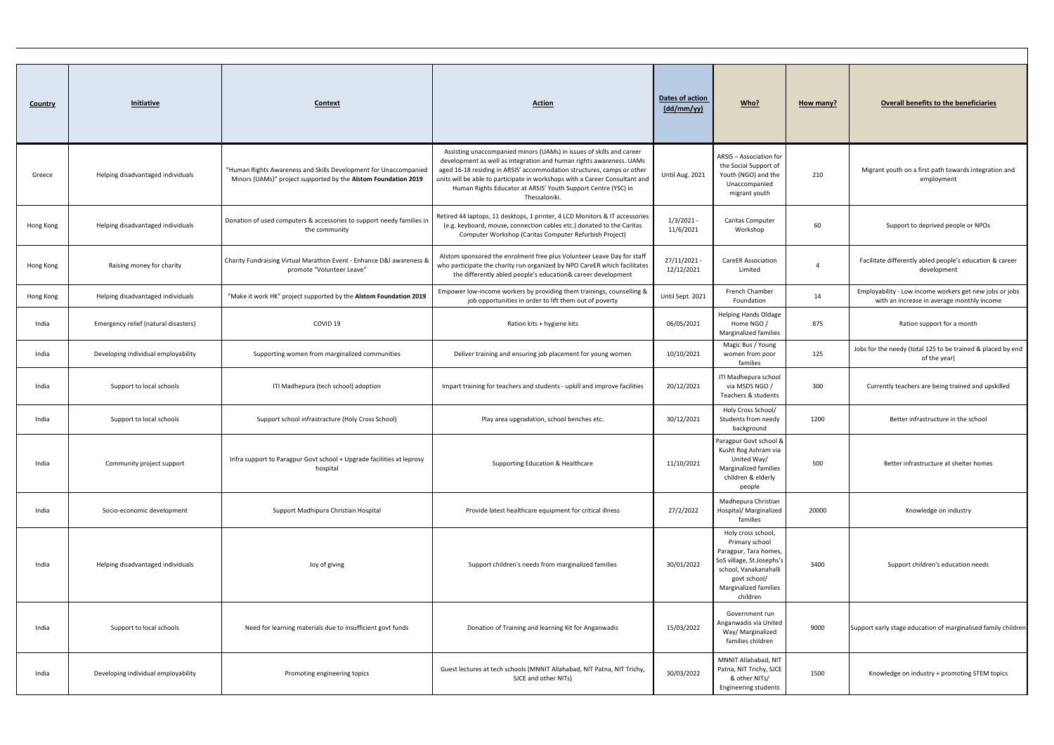| **Country** | **Initiative** | **Context** | **Action** | **Dates of action (dd/mm/yy)** | **Who?** | **How many?** | **Overall benefits to the beneficiaries** |
|---|---|---|---|---|---|---|---|
| Greece | Helping disadvantaged individuals | "Human Rights Awareness and Skills Development for Unaccompanied Minors (UAMs)" project supported by the **Alstom Foundation 2019** | Assisting unaccompanied minors (UAMs) in issues of skills and career development as well as integration and human rights awareness. UAMs aged 16-18 residing in ARSIS' accommodation structures, camps or other units will be able to participate in workshops with a Career Consultant and Human Rights Educator at ARSIS' Youth Support Centre (YSC) in Thessaloniki. | Until Aug. 2021 | ARSIS – Association for the Social Support of Youth (NGO) and the Unaccompanied migrant youth | 210 | Migrant youth on a first path towards integration and employment |
| Hong Kong | Helping disadvantaged individuals | Donation of used computers & accessories to support needy families in the community | Retired 44 laptops, 11 desktops, 1 printer, 4 LCD Monitors & IT accessories (e.g. keyboard, mouse, connection cables etc.) donated to the Caritas Computer Workshop (Caritas Computer Refurbish Project) | 1/3/2021 - 11/6/2021 | Caritas Computer Workshop | 60 | Support to deprived people or NPOs |
| Hong Kong | Raising money for charity | Charity Fundraising Virtual Marathon Event - Enhance D&I awareness & promote "Volunteer Leave" | Alstom sponsored the enrolment free plus Volunteer Leave Day for staff who participate the charity run organized by NPO CareER which facilitates the differently abled people's education& career development | 27/11/2021 - 12/12/2021 | CareER Association Limited | 4 | Facilitate differently abled people's education & career development |
| Hong Kong | Helping disadvantaged individuals | "Make it work HK" project supported by the **Alstom Foundation 2019** | Empower low-income workers by providing them trainings, counselling & job opportunities in order to lift them out of poverty | Until Sept. 2021 | French Chamber Foundation | 14 | Employability - Low income workers get new jobs or jobs with an increase in average monthly income |
| India | Emergency relief (natural disasters) | COVID 19 | Ration kits + hygiene kits | 06/05/2021 | Helping Hands Oldage Home NGO / Marginalized families | 875 | Ration support for a month |
| India | Developing individual employability | Supporting women from marginalized communities | Deliver training and ensuring job placement for young women | 10/10/2021 | Magic Bus / Young women from poor families | 125 | Jobs for the needy (total 125 to be trained & placed by end of the year) |
| India | Support to local schools | ITI Madhepura (tech school) adoption | Impart training for teachers and students - upkill and improve facilities | 20/12/2021 | ITI Madhepura school via MSDS NGO / Teachers & students | 300 | Currently teachers are being trained and upskilled |
| India | Support to local schools | Support school infrastructure (Holy Cross School) | Play area upgradation, school benches etc. | 30/12/2021 | Holy Cross School/ Students from needy background | 1200 | Better infrastructure in the school |
| India | Community project support | Infra support to Paragpur Govt school + Upgrade facilities at leprosy hospital | Supporting Education & Healthcare | 11/10/2021 | Paragpur Govt school & Kusht Rog Ashram via United Way/ Marginalized families children & elderly people | 500 | Better infrastructure at shelter homes |
| India | Socio-economic development | Support Madhipura Christian Hospital | Provide latest healthcare equipment for critical illness | 27/2/2022 | Madhepura Christian Hospital/ Marginalized families | 20000 | Knowledge on industry |
| India | Helping disadvantaged individuals | Joy of giving | Support children's needs from marginalized families | 30/01/2022 | Holy cross school, Primary school Paragpur, Tara homes, SoS village, St.Josephs's school, Vanakanahalli govt school/ Marginalized families children | 3400 | Support children's education needs |
| India | Support to local schools | Need for learning materials due to insufficient govt funds | Donation of Training and learning Kit for Anganwadis | 15/03/2022 | Government run Anganwadis via United Way/ Marginalized families children | 9000 | Support early stage education of marginalised family children |
| India | Developing individual employability | Promoting engineering topics | Guest lectures at tech schools (MNNIT Allahabad, NIT Patna, NIT Trichy, SJCE and other NITs) | 30/03/2022 | MNNIT Allahabad, NIT Patna, NIT Trichy, SJCE & other NITs/ Engineering students | 1500 | Knowledge on industry + promoting STEM topics |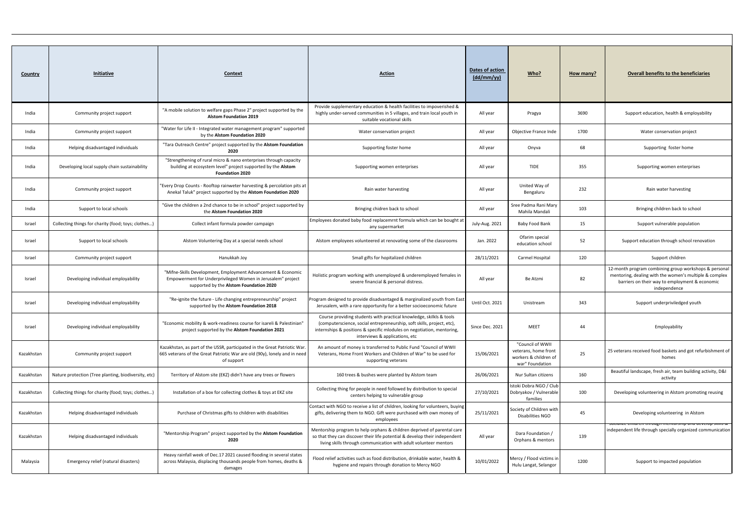| Country | Initiative | Context | Action | Dates of action (dd/mm/yy) | Who? | How many? | Overall benefits to the beneficiaries |
|---|---|---|---|---|---|---|---|
| India | Community project support | "A mobile solution to welfare gaps Phase 2" project supported by the **Alstom Foundation 2019** | Provide supplementary education & health facilities to impoverished & highly under-served communities in 5 villages, and train local youth in suitable vocational skills | All year | Pragya | 3690 | Support education, health & employability |
| India | Community project support | "Water for Life II - Integrated water management program" supported by the **Alstom Foundation 2020** | Water conservation project | All year | Objective France Inde | 1700 | Water conservation project |
| India | Helping disadvantaged individuals | "Tara Outreach Centre" project supported by the **Alstom Foundation 2020** | Supporting foster home | All year | Onyva | 68 | Supporting foster home |
| India | Developing local supply chain sustainability | "Strengthening of rural micro & nano enterprises through capacity building at ecosystem level" project supported by the **Alstom Foundation 2020** | Supporting women enterprises | All year | TIDE | 355 | Supporting women enterprises |
| India | Community project support | "Every Drop Counts - Rooftop rainwater harvesting & percolation pits at Anekal Taluk" project supported by the **Alstom Foundation 2020** | Rain water harvesting | All year | United Way of Bengaluru | 232 | Rain water harvesting |
| India | Support to local schools | "Give the children a 2nd chance to be in school" project supported by the **Alstom Foundation 2020** | Bringing chidren back to school | All year | Sree Padma Rani Mary Mahila Mandali | 103 | Bringing children back to school |
| Israel | Collecting things for charity (food; toys; clothes…) | Collect infant formula powder campaign | Employees donated baby food replacemrnt formula which can be bought at any supermarket | July-Aug. 2021 | Baby Food Bank | 15 | Support vulnerable population |
| Israel | Support to local schools | Alstom Voluntering Day at a special needs school | Alstom employees volunteered at renovating some of the classrooms | Jan. 2022 | Ofarim special education school | 52 | Support education through school renovation |
| Israel | Community project support | Hanukkah Joy | Small gifts for hopitalized children | 28/11/2021 | Carmel Hospital | 120 | Support children |
| Israel | Developing individual employability | "Mifne-Skills Development, Employment Advancement & Economic Empowerment for Underprivileged Women in Jerusalem" project supported by the **Alstom Foundation 2020** | Holistic program working with unemployed & underemployed females in severe financial & personal distress. | All year | Be Atzmi | 82 | 12-month program combining group workshops & personal mentoring, dealing with the women's multiple & complex barriers on their way to employment & economic independence |
| Israel | Developing individual employability | "Re-ignite the future - Life changing entrepreneurship" project supported by the **Alstom Foundation 2018** | Program designed to provide disadvantaged & marginalized youth from East Jerusalem, with a rare opportunity for a better socioeconomic future | Until Oct. 2021 | Unistream | 343 | Support underpriviledged youth |
| Israel | Developing individual employability | "Economic mobility & work-readiness course for isareli & Palestinian" project supported by the **Alstom Foundation 2021** | Course providing students with practical knowledge, skilkls & tools (computerscience, social entrepreneurship, soft skills, project, etc), internships & positions & specific mlodules on negotiation, mentoring, interviews & applications, etc | Since Dec. 2021 | MEET | 44 | Employability |
| Kazakhstan | Community project support | Kazakhstan, as part of the USSR, participated in the Great Patriotic War. 665 veterans of the Great Patriotic War are old (90y), lonely and in need of support | An amount of money is transferred to Public Fund "Council of WWII Veterans, Home Front Workers and Children of War" to be used for supporting veterans | 15/06/2021 | "Council of WWII veterans, home front workers & children of war" Foundation | 25 | 25 veterans received food baskets and got refurbishment of homes |
| Kazakhstan | Nature protection (Tree planting, biodiversity, etc) | Territory of Alstom site (EKZ) didn't have any trees or flowers | 160 trees & bushes were planted by Alstom team | 26/06/2021 | Nur Sultan citizens | 160 | Beautiful landscape, fresh air, team building activity, D&I activity |
| Kazakhstan | Collecting things for charity (food; toys; clothes…) | Installation of a box for collecting clothes & toys at EKZ site | Collecting thing for people in need followed by distribution to special centers helping to vulnerable group | 27/10/2021 | Istoki Dobra NGO / Club Dobryakov / Vulnerable families | 100 | Developing volunteering in Alstom promoting reusing |
| Kazakhstan | Helping disadvantaged individuals | Purchase of Christmas gifts to children with disabilities | Contact with NGO to receive a list of children, looking for volunteers, buying gifts, delivering them to NGO. Gift were purchased with own money of employees | 25/11/2021 | Society of Children with Disabilities NGO | 45 | Developing volunteering in Alstom |
| Kazakhstan | Helping disadvantaged individuals | "Mentorship Program" project supported by the **Alstom Foundation 2020** | Mentorship program to help orphans & children deprived of parental care so that they can discover their life potential & develop their independent living skills through communication with adult volunteer mentors | All year | Dara Foundation / Orphans & mentors | 139 | Socialize children through mentorship and develop skills & independent life through specially organized communication |
| Malaysia | Emergency relief (natural disasters) | Heavy rainfall week of Dec.17 2021 caused flooding in several states across Malaysia, displacing thousands people from homes, deaths & damages | Flood relief activities such as food distribution, drinkable water, health & hygiene and repairs through donation to Mercy NGO | 10/01/2022 | Mercy / Flood victims in Hulu Langat, Selangor | 1200 | Support to impacted population |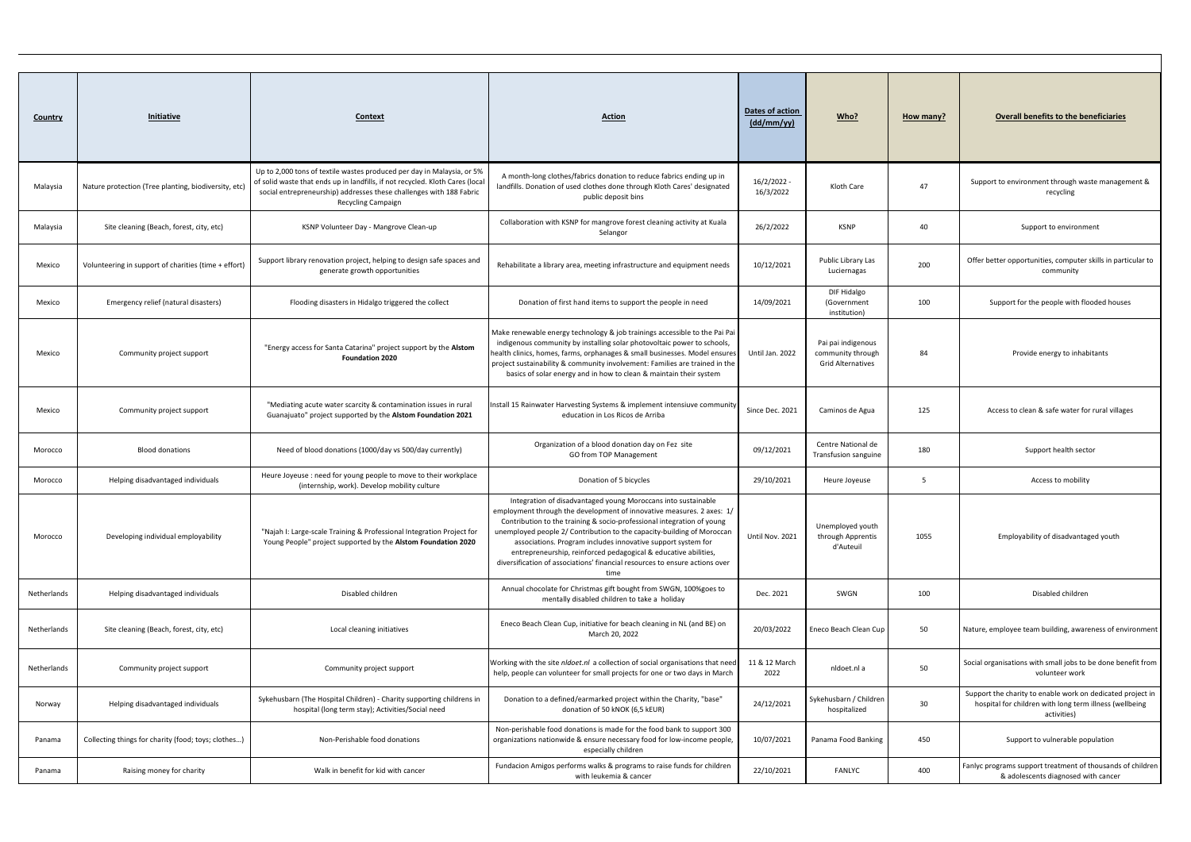| Country | Initiative | Context | Action | Dates of action (dd/mm/yy) | Who? | How many? | Overall benefits to the beneficiaries |
|---|---|---|---|---|---|---|---|
| Malaysia | Nature protection (Tree planting, biodiversity, etc) | Up to 2,000 tons of textile wastes produced per day in Malaysia, or 5% of solid waste that ends up in landfills, if not recycled. Kloth Cares (local social entrepreneurship) addresses these challenges with 188 Fabric Recycling Campaign | A month-long clothes/fabrics donation to reduce fabrics ending up in landfills. Donation of used clothes done through Kloth Cares' designated public deposit bins | 16/2/2022 - 16/3/2022 | Kloth Care | 47 | Support to environment through waste management & recycling |
| Malaysia | Site cleaning (Beach, forest, city, etc) | KSNP Volunteer Day - Mangrove Clean-up | Collaboration with KSNP for mangrove forest cleaning activity at Kuala Selangor | 26/2/2022 | KSNP | 40 | Support to environment |
| Mexico | Volunteering in support of charities (time + effort) | Support library renovation project, helping to design safe spaces and generate growth opportunities | Rehabilitate a library area, meeting infrastructure and equipment needs | 10/12/2021 | Public Library Las Luciernagas | 200 | Offer better opportunities, computer skills in particular to community |
| Mexico | Emergency relief (natural disasters) | Flooding disasters in Hidalgo triggered the collect | Donation of first hand items to support the people in need | 14/09/2021 | DIF Hidalgo (Government institution) | 100 | Support for the people with flooded houses |
| Mexico | Community project support | "Energy access for Santa Catarina" project support by the **Alstom Foundation 2020** | Make renewable energy technology & job trainings accessible to the Pai Pai indigenous community by installing solar photovoltaic power to schools, health clinics, homes, farms, orphanages & small businesses. Model ensures project sustainability & community involvement: Families are trained in the basics of solar energy and in how to clean & maintain their system | Until Jan. 2022 | Pai pai indigenous community through Grid Alternatives | 84 | Provide energy to inhabitants |
| Mexico | Community project support | "Mediating acute water scarcity & contamination issues in rural Guanajuato" project supported by the **Alstom Foundation 2021** | Install 15 Rainwater Harvesting Systems & implement intensiuve community education in Los Ricos de Arriba | Since Dec. 2021 | Caminos de Agua | 125 | Access to clean & safe water for rural villages |
| Morocco | Blood donations | Need of blood donations (1000/day vs 500/day currently) | Organization of a blood donation day on Fez site<br>GO from TOP Management | 09/12/2021 | Centre National de Transfusion sanguine | 180 | Support health sector |
| Morocco | Helping disadvantaged individuals | Heure Joyeuse : need for young people to move to their workplace (internship, work). Develop mobility culture | Donation of 5 bicycles | 29/10/2021 | Heure Joyeuse | 5 | Access to mobility |
| Morocco | Developing individual employability | "Najah I: Large-scale Training & Professional Integration Project for Young People" project supported by the **Alstom Foundation 2020** | Integration of disadvantaged young Moroccans into sustainable employment through the development of innovative measures. 2 axes: 1/ Contribution to the training & socio-professional integration of young unemployed people 2/ Contribution to the capacity-building of Moroccan associations. Program includes innovative support system for entrepreneurship, reinforced pedagogical & educative abilities, diversification of associations' financial resources to ensure actions over time | Until Nov. 2021 | Unemployed youth through Apprentis d'Auteuil | 1055 | Employability of disadvantaged youth |
| Netherlands | Helping disadvantaged individuals | Disabled children | Annual chocolate for Christmas gift bought from SWGN, 100%goes to mentally disabled children to take a holiday | Dec. 2021 | SWGN | 100 | Disabled children |
| Netherlands | Site cleaning (Beach, forest, city, etc) | Local cleaning initiatives | Eneco Beach Clean Cup, initiative for beach cleaning in NL (and BE) on March 20, 2022 | 20/03/2022 | Eneco Beach Clean Cup | 50 | Nature, employee team building, awareness of environment |
| Netherlands | Community project support | Community project support | Working with the site *nldoet.nl* a collection of social organisations that need help, people can volunteer for small projects for one or two days in March | 11 & 12 March 2022 | nldoet.nl a | 50 | Social organisations with small jobs to be done benefit from volunteer work |
| Norway | Helping disadvantaged individuals | Sykehusbarn (The Hospital Children) - Charity supporting childrens in hospital (long term stay); Activities/Social need | Donation to a defined/earmarked project within the Charity, "base" donation of 50 kNOK (6,5 kEUR) | 24/12/2021 | Sykehusbarn / Children hospitalized | 30 | Support the charity to enable work on dedicated project in hospital for children with long term illness (wellbeing activities) |
| Panama | Collecting things for charity (food; toys; clothes…) | Non-Perishable food donations | Non-perishable food donations is made for the food bank to support 300 organizations nationwide & ensure necessary food for low-income people, especially children | 10/07/2021 | Panama Food Banking | 450 | Support to vulnerable population |
| Panama | Raising money for charity | Walk in benefit for kid with cancer | Fundacion Amigos performs walks & programs to raise funds for children with leukemia & cancer | 22/10/2021 | FANLYC | 400 | Fanlyc programs support treatment of thousands of children & adolescents diagnosed with cancer |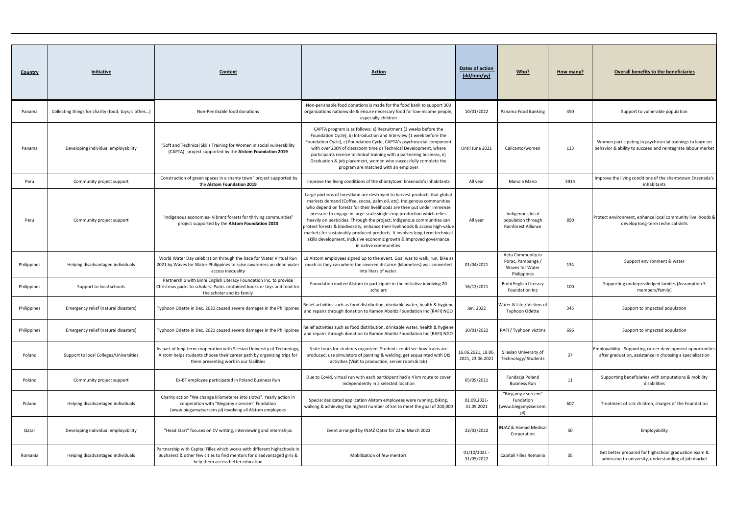| Country | Initiative | Context | Action | Dates of action (dd/mm/yy) | Who? | How many? | Overall benefits to the beneficiaries |
|---|---|---|---|---|---|---|---|
| Panama | Collecting things for charity (food; toys; clothes…) | Non-Perishable food donations | Non-perishable food donations is made for the food bank to support 300 organizations nationwide & ensure necessary food for low-income people, especially children | 10/01/2022 | Panama Food Banking | 450 | Support to vulnerable population |
| Panama | Developing individual employability | "Soft and Technical Skills Training for Women in social vulnerability (CAPTA)" project supported by the **Alstom Foundation 2019** | CAPTA program is as follows: a) Recruitment (3 weeks before the Foundation Cycle), b) Introduction and Interview (1 week before the Foundation Cycle), c) Foundation Cycle, CAPTA's psychosocial component with over 200h of classroom time d) Technical Development, where participants receive technical training with a partnering business, e) Graduation & job placement, women who successfully complete the program are matched with an employer | Until June 2021 | Calicanto/women | 113 | Women participating in psychosocial trainings to learn on behavior & ability to succeed and reintegrate labour market |
| Peru | Community project support | "Construction of green spaces in a shanty town" project supported by the **Alstom Foundation 2019** | improve the living conditions of the shantytown Ensenada's inhabitants | All year | Mano a Mano | 3914 | Improve the living conditions of the shantytown Ensenada's inhabitants |
| Peru | Community project support | "Indigenous economies- Vibrant forests for thriving communities" project supported by the **Alstom Foundation 2020** | Large portions of forestland are destroyed to harvest products that global markets demand (Coffee, cocoa, palm oil, etc). Indigenous communities who depend on forests for their livelihoods are then put under immense pressure to engage in large-scale single crop production which relies heavily on pesticides. Through the project, Indigenous communities can protect forests & biodiversity, enhance their livelihoods & access high-value markets for sustainably-produced products. It involves long-term technical skills development, inclusive economic growth & improved governance in native communities | All year | Indigenous local population through Rainforest Alliance | 850 | Protect environment, enhance local community livelihoods & develop long-term technical skills |
| Philippines | Helping disadvantaged individuals | World Water Day celebration through the Race for Water Virtual Run 2021 by Waves for Water Philippines to raise awareness on clean water access inequality | 19 Alstom employees signed up to the event. Goal was to walk, run, bike as much as they can where the covered distance (kilometers) was converted into liters of water. | 01/04/2021 | Aeta Community in Porac, Pampanga / Waves for Water Philippines | 134 | Support environment & water |
| Philippines | Support to local schools | Partnership with Binhi English Literacy Foundation Inc. to provide Christmas packs to scholars. Packs contained books or toys and food for the scholar and its family | Foundation invited Alstom to participate in the initiative involving 20 scholars | 16/12/2021 | Binhi English Literacy Foundation Inc | 100 | Supporting underpriviledged familes (Assumption 5 members/family) |
| Philippines | Emergency relief (natural disasters) | Typhoon Odette in Dec. 2021 caused severe damages in the Philippines | Relief activities such as food distribution, drinkable water, health & hygiene and repairs through donation to Ramon Aboitiz Foundation Inc (RAFI) NGO | Jan. 2022 | Water & Life / Victims of Typhoon Odette | 345 | Support to impacted population |
| Philippines | Emergency relief (natural disasters) | Typhoon Odette in Dec. 2021 caused severe damages in the Philippines | Relief activities such as food distribution, drinkable water, health & hygiene and repairs through donation to Ramon Aboitiz Foundation Inc (RAFI) NGO | 10/01/2022 | RAFI / Typhoon victims | 696 | Support to impacted population |
| Poland | Support to local Colleges/Universities | As part of long-term cooperation with Silesian University of Technology, Alstom helps students choose their career path by organizing trips for them presenting work in our facilities | 3 site tours for students organized. Students could see how trains are produced, use simulators of painting & welding, get acquainted with DIS activities (Visit to production, server room & lab) | 16.06.2021, 18.06. 2021, 23.06.2021 | Silesian University of Technology/ Students | 37 | Employability - Supporting career development opportunities after graduation, assistance in choosing a specialization |
| Poland | Community project support | Ex-BT employee participated in Poland Business Run | Due to Covid, virtual run with each participant had a 4 km route to cover independently in a selected location | 05/09/2021 | Fundacja Poland Business Run | 11 | Supporting beneficiaries with amputations & mobility disabilities |
| Poland | Helping disadvantaged individuals | Charity action "We change kilometeres into zlotys". Yearly action in cooperation with "Biegamy z sercem" Fundation (www.biegamyzsercem.pl) involving all Alstom employees | Special dedicated application Alstom employees were running, biking, walking & achieving the highest number of km to meet the goal of 200,000 | 01.09.2021- 31.09.2021 | "Biegamy z sercem" Fundation (www.biegamyzsercem.pl) | 607 | Treatment of sick children, charges of the Foundation |
| Qatar | Developing individual employability | "Head Start" focuses on CV writing, interviewing and internships | Event arranged by INJAZ Qatar for 22nd March 2022 | 22/03/2022 | INJAZ & Hamad Medical Corporation | 50 | Employability |
| Romania | Helping disadvantaged individuals | Partnership with Capital Filles which works with different highschools in Bucharest & other few cities to find mentors for disadvantaged girls & help them access better education | Mobilization of few mentors | 01/10/2021 - 31/05/2022 | Capitall Filles Romania | 35 | Get better prepared for highschool graduation exam & admission to university, understanding of job market |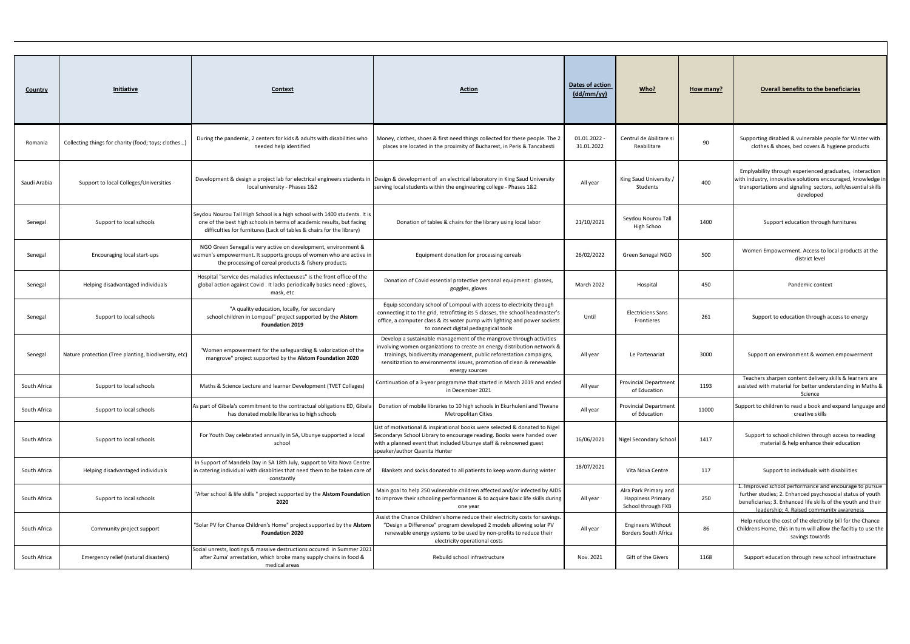| Country | Initiative | Context | Action | Dates of action (dd/mm/yy) | Who? | How many? | Overall benefits to the beneficiaries |
|---|---|---|---|---|---|---|---|
| Romania | Collecting things for charity (food; toys; clothes…) | During the pandemic, 2 centers for kids & adults with disabilities who needed help identified | Money, clothes, shoes & first need things collected for these people. The 2 places are located in the proximity of Bucharest, in Peris & Tancabesti | 01.01.2022 - 31.01.2022 | Centrul de Abilitare si Reabilitare | 90 | Supporting disabled & vulnerable people for Winter with clothes & shoes, bed covers & hygiene products |
| Saudi Arabia | Support to local Colleges/Universities | Development & design a project lab for electrical engineers students in local university - Phases 1&2 | Design & development of an electrical laboratory in King Saud University serving local students within the engineering college - Phases 1&2 | All year | King Saud University / Students | 400 | Emplyability through experienced graduates, interaction with industry, innovative solutions encouraged, knowledge in transportations and signaling sectors, soft/essential skills developed |
| Senegal | Support to local schools | Seydou Nourou Tall High School is a high school with 1400 students. It is one of the best high schools in terms of academic results, but facing difficulties for furnitures (Lack of tables & chairs for the library) | Donation of tables & chairs for the library using local labor | 21/10/2021 | Seydou Nourou Tall High Schoo | 1400 | Support education through furnitures |
| Senegal | Encouraging local start-ups | NGO Green Senegal is very active on development, environment & women's empowerment. It supports groups of women who are active in the processing of cereal products & fishery products | Equipment donation for processing cereals | 26/02/2022 | Green Senegal NGO | 500 | Women Empowerment. Access to local products at the district level |
| Senegal | Helping disadvantaged individuals | Hospital "service des maladies infectueuses" is the front office of the global action against Covid . It lacks periodically basics need : gloves, mask, etc | Donation of Covid essential protective personal equipment : glasses, goggles, gloves | March 2022 | Hospital | 450 | Pandemic context |
| Senegal | Support to local schools | "A quality education, locally, for secondary school children in Lompoul" project supported by the **Alstom Foundation 2019** | Equip secondary school of Lompoul with access to electricity through connecting it to the grid, retrofitting its 5 classes, the school headmaster's office, a computer class & its water pump with lighting and power sockets to connect digital pedagogical tools | Until | Electriciens Sans Frontieres | 261 | Support to education through access to energy |
| Senegal | Nature protection (Tree planting, biodiversity, etc) | "Women empowerment for the safeguarding & valorization of the mangrove" project supported by the **Alstom Foundation 2020** | Develop a sustainable management of the mangrove through activities involving women organizations to create an energy distribution network & trainings, biodiversity management, public reforestation campaigns, sensitization to environmental issues, promotion of clean & renewable energy sources | All year | Le Partenariat | 3000 | Support on environment & women empowerment |
| South Africa | Support to local schools | Maths & Science Lecture and learner Development (TVET Collages) | Continuation of a 3-year programme that started in March 2019 and ended in December 2021 | All year | Provincial Department of Education | 1193 | Teachers sharpen content delivery skills & learners are assisted with material for better understanding in Maths & Science |
| South Africa | Support to local schools | As part of Gibela's commitment to the contractual obligations ED, Gibela has donated mobile libraries to high schools | Donation of mobile libraries to 10 high schools in Ekurhuleni and Thwane Metropolitan Cities | All year | Provincial Department of Education | 11000 | Support to children to read a book and expand language and creative skills |
| South Africa | Support to local schools | For Youth Day celebrated annually in SA, Ubunye supported a local school | List of motivational & inspirational books were selected & donated to Nigel Secondarys School Library to encourage reading. Books were handed over with a planned event that included Ubunye staff & reknowned guest speaker/author Qaanita Hunter | 16/06/2021 | Nigel Secondary School | 1417 | Support to school children through access to reading material & help enhance their education |
| South Africa | Helping disadvantaged individuals | In Support of Mandela Day in SA 18th July, support to Vita Nova Centre in catering individual with disablities that need them to be taken care of constantly | Blankets and socks donated to all patients to keep warm during winter | 18/07/2021 | Vita Nova Centre | 117 | Support to individuals with disabilities |
| South Africa | Support to local schools | "After school & life skills " project supported by the **Alstom Foundation 2020** | Main goal to help 250 vulnerable children affected and/or infected by AIDS to improve their schooling performances & to acquire basic life skills during one year | All year | Alra Park Primary and Happiness Primary School through FXB | 250 | 1. Improved school performance and encourage to pursue further studies; 2. Enhanced psychosocial status of youth beneficiaries; 3. Enhanced life skills of the youth and their leadership; 4. Raised community awareness |
| South Africa | Community project support | "Solar PV for Chance Children's Home" project supported by the **Alstom Foundation 2020** | Assist the Chance Children's home reduce their electricity costs for savings. "Design a Difference" program developed 2 models allowing solar PV renewable energy systems to be used by non-profits to reduce their electricity operational costs | All year | Engineers Without Borders South Africa | 86 | Help reduce the cost of the electricity bill for the Chance Childrens Home, this in turn will allow the faciltiy to use the savings towards |
| South Africa | Emergency relief (natural disasters) | Social unrests, lootings & massive destructions occured in Summer 2021 after Zuma' arrestation, which broke many supply chains in food & medical areas | Rebuild school infrastructure | Nov. 2021 | Gift of the Givers | 1168 | Support education through new school infrastructure |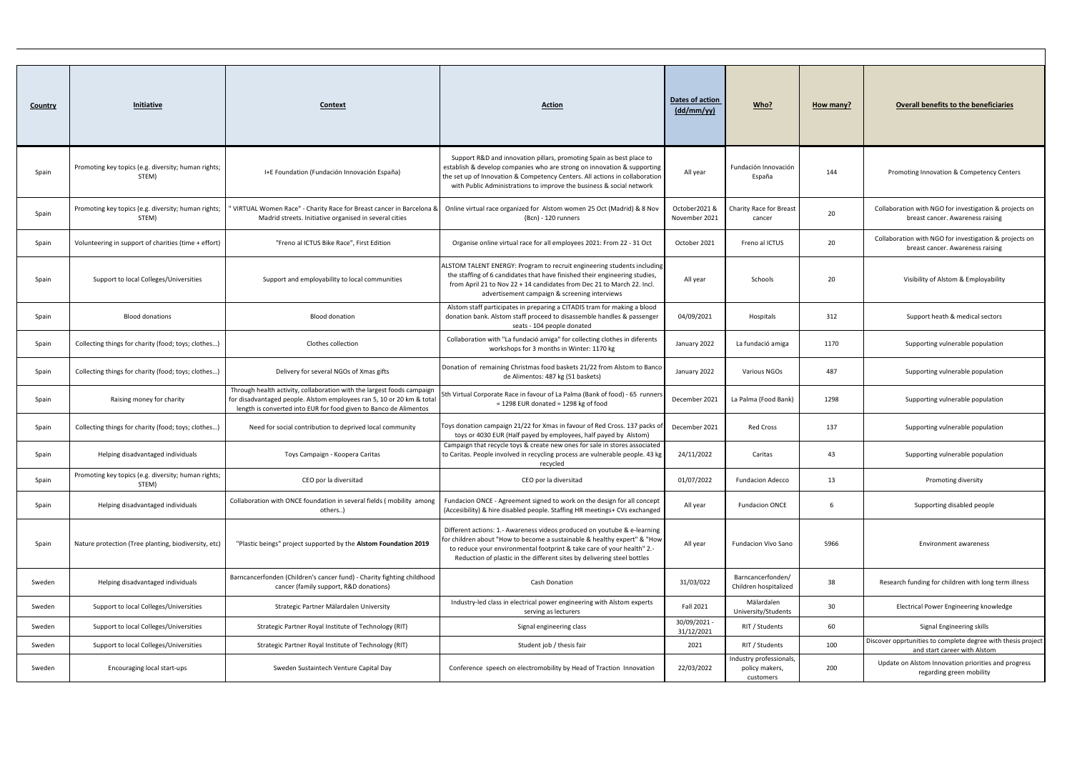| Country | Initiative | Context | Action | Dates of action (dd/mm/yy) | Who? | How many? | Overall benefits to the beneficiaries |
|---|---|---|---|---|---|---|---|
| Spain | Promoting key topics (e.g. diversity; human rights; STEM) | I+E Foundation (Fundación Innovación España) | Support R&D and innovation pillars, promoting Spain as best place to establish & develop companies who are strong on innovation & supporting the set up of Innovation & Competency Centers. All actions in collaboration with Public Administrations to improve the business & social network | All year | Fundación Innovación España | 144 | Promoting Innovation & Competency Centers |
| Spain | Promoting key topics (e.g. diversity; human rights; STEM) | " VIRTUAL Women Race" - Charity Race for Breast cancer in Barcelona & Madrid streets. Initiative organised in several cities | Online virtual race organized for Alstom women 25 Oct (Madrid) & 8 Nov (Bcn) - 120 runners | October2021 & November 2021 | Charity Race for Breast cancer | 20 | Collaboration with NGO for investigation & projects on breast cancer. Awareness raising |
| Spain | Volunteering in support of charities (time + effort) | "Freno al ICTUS Bike Race", First Edition | Organise online virtual race for all employees 2021: From 22 - 31 Oct | October 2021 | Freno al ICTUS | 20 | Collaboration with NGO for investigation & projects on breast cancer. Awareness raising |
| Spain | Support to local Colleges/Universities | Support and employability to local communities | ALSTOM TALENT ENERGY: Program to recruit engineering students including the staffing of 6 candidates that have finished their engineering studies, from April 21 to Nov 22 + 14 candidates from Dec 21 to March 22. Incl. advertisement campaign & screening interviews | All year | Schools | 20 | Visibility of Alstom & Employability |
| Spain | Blood donations | Blood donation | Alstom staff participates in preparing a CITADIS tram for making a blood donation bank. Alstom staff proceed to disassemble handles & passenger seats - 104 people donated | 04/09/2021 | Hospitals | 312 | Support heath & medical sectors |
| Spain | Collecting things for charity (food; toys; clothes…) | Clothes collection | Collaboration with "La fundació amiga" for collecting clothes in diferents workshops for 3 months in Winter: 1170 kg | January 2022 | La fundació amiga | 1170 | Supporting vulnerable population |
| Spain | Collecting things for charity (food; toys; clothes…) | Delivery for several NGOs of Xmas gifts | Donation of remaining Christmas food baskets 21/22 from Alstom to Banco de Alimentos: 487 kg (51 baskets) | January 2022 | Various NGOs | 487 | Supporting vulnerable population |
| Spain | Raising money for charity | Through health activity, collaboration with the largest foods campaign for disadvantaged people. Alstom employees ran 5, 10 or 20 km & total length is converted into EUR for food given to Banco de Alimentos | 5th Virtual Corporate Race in favour of La Palma (Bank of food) - 65 runners = 1298 EUR donated = 1298 kg of food | December 2021 | La Palma (Food Bank) | 1298 | Supporting vulnerable population |
| Spain | Collecting things for charity (food; toys; clothes…) | Need for social contribution to deprived local community | Toys donation campaign 21/22 for Xmas in favour of Red Cross. 137 packs of toys or 4030 EUR (Half payed by employees, half payed by Alstom) | December 2021 | Red Cross | 137 | Supporting vulnerable population |
| Spain | Helping disadvantaged individuals | Toys Campaign - Koopera Caritas | Campaign that recycle toys & create new ones for sale in stores associated to Caritas. People involved in recycling process are vulnerable people. 43 kg recycled | 24/11/2022 | Caritas | 43 | Supporting vulnerable population |
| Spain | Promoting key topics (e.g. diversity; human rights; STEM) | CEO por la diversitad | CEO por la diversitad | 01/07/2022 | Fundacion Adecco | 13 | Promoting diversity |
| Spain | Helping disadvantaged individuals | Collaboration with ONCE foundation in several fields ( mobility among others..) | Fundacion ONCE - Agreement signed to work on the design for all concept (Accesibility) & hire disabled people. Staffing HR meetings+ CVs exchanged | All year | Fundacion ONCE | 6 | Supporting disabled people |
| Spain | Nature protection (Tree planting, biodiversity, etc) | "Plastic beings" project supported by the **Alstom Foundation 2019** | Different actions: 1.- Awareness videos produced on youtube & e-learning for children about "How to become a sustainable & healthy expert" & "How to reduce your environmental footprint & take care of your health" 2.- Reduction of plastic in the different sites by delivering steel bottles | All year | Fundacion Vivo Sano | 5966 | Environment awareness |
| Sweden | Helping disadvantaged individuals | Barncancerfonden (Children's cancer fund) - Charity fighting childhood cancer (family support, R&D donations) | Cash Donation | 31/03/022 | Barncancerfonden/ Children hospitalized | 38 | Research funding for children with long term illness |
| Sweden | Support to local Colleges/Universities | Strategic Partner Mälardalen University | Industry-led class in electrical power engineering with Alstom experts serving as lecturers | Fall 2021 | Mälardalen University/Students | 30 | Electrical Power Engineering knowledge |
| Sweden | Support to local Colleges/Universities | Strategic Partner Royal Institute of Technology (RIT) | Signal engineering class | 30/09/2021 - 31/12/2021 | RIT / Students | 60 | Signal Engineering skills |
| Sweden | Support to local Colleges/Universities | Strategic Partner Royal Institute of Technology (RIT) | Student job / thesis fair | 2021 | RIT / Students | 100 | Discover opprtunities to complete degree with thesis project and start career with Alstom |
| Sweden | Encouraging local start-ups | Sweden Sustaintech Venture Capital Day | Conference speech on electromobility by Head of Traction Innovation | 22/03/2022 | Industry professionals, policy makers, customers | 200 | Update on Alstom Innovation priorities and progress regarding green mobility |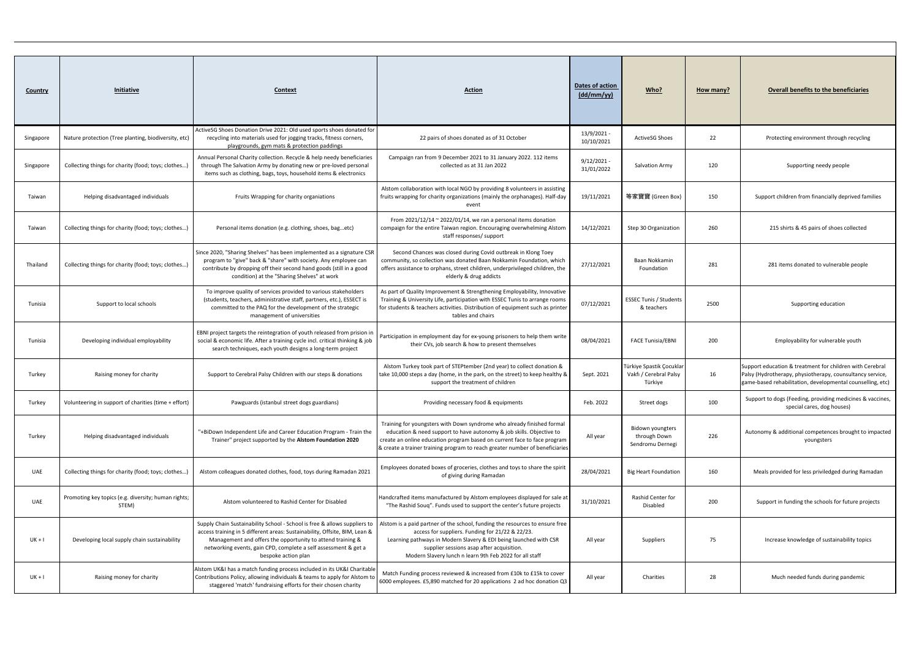| Country | Initiative | Context | Action | Dates of action (dd/mm/yy) | Who? | How many? | Overall benefits to the beneficiaries |
|---|---|---|---|---|---|---|---|
| Singapore | Nature protection (Tree planting, biodiversity, etc) | ActiveSG Shoes Donation Drive 2021: Old used sports shoes donated for recycling into materials used for jogging tracks, fitness corners, playgrounds, gym mats & protection paddings | 22 pairs of shoes donated as of 31 October | 13/9/2021 - 10/10/2021 | ActiveSG Shoes | 22 | Protecting environment through recycling |
| Singapore | Collecting things for charity (food; toys; clothes…) | Annual Personal Charity collection. Recycle & help needy beneficiaries through The Salvation Army by donating new or pre-loved personal items such as clothing, bags, toys, household items & electronics | Campaign ran from 9 December 2021 to 31 January 2022. 112 items collected as at 31 Jan 2022 | 9/12/2021 - 31/01/2022 | Salvation Army | 120 | Supporting needy people |
| Taiwan | Helping disadvantaged individuals | Fruits Wrapping for charity organiations | Alstom collaboration with local NGO by providing 8 volunteers in assisting fruits wrapping for charity organizations (mainly the orphanages). Half-day event | 19/11/2021 | 等家寶寶 (Green Box) | 150 | Support children from financially deprived families |
| Taiwan | Collecting things for charity (food; toys; clothes…) | Personal items donation (e.g. clothing, shoes, bag…etc) | From 2021/12/14 ~ 2022/01/14, we ran a personal items donation compaign for the entire Taiwan region. Encouraging overwhelming Alstom staff responses/ support | 14/12/2021 | Step 30 Organization | 260 | 215 shirts & 45 pairs of shoes collected |
| Thailand | Collecting things for charity (food; toys; clothes…) | Since 2020, "Sharing Shelves" has been implemented as a signature CSR program to "give" back & "share" with society. Any employee can contribute by dropping off their second hand goods (still in a good condition) at the "Sharing Shelves" at work | Second Chances was closed during Covid outbreak in Klong Toey community, so collection was donated Baan Nokkamin Foundation, which offers assistance to orphans, street children, underprivileged children, the elderly & drug addicts | 27/12/2021 | Baan Nokkamin Foundation | 281 | 281 items donated to vulnerable people |
| Tunisia | Support to local schools | To improve quality of services provided to various stakeholders (students, teachers, administrative staff, partners, etc.), ESSECT is committed to the PAQ for the development of the strategic management of universities | As part of Quality Improvement & Strengthening Employability, Innovative Training & University Life, participation with ESSEC Tunis to arrange rooms for students & teachers activities. Distribution of equipment such as printer tables and chairs | 07/12/2021 | ESSEC Tunis / Students & teachers | 2500 | Supporting education |
| Tunisia | Developing individual employability | EBNI project targets the reintegration of youth released from prision in social & economic life. After a training cycle incl. critical thinking & job search techniques, each youth designs a long-term project | Participation in employment day for ex-young prisoners to help them write their CVs, job search & how to present themselves | 08/04/2021 | FACE Tunisia/EBNI | 200 | Employability for vulnerable youth |
| Turkey | Raising money for charity | Support to Cerebral Palsy Children with our steps & donations | Alstom Turkey took part of STEPtember (2nd year) to collect donation & take 10,000 steps a day (home, in the park, on the street) to keep healthy & support the treatment of children | Sept. 2021 | Türkiye Spastik Çocuklar Vakfı / Cerebral Palsy Türkiye | 16 | Support education & treatment for children with Cerebral Palsy (Hydrotherapy, physiotherapy, counsultancy service, game-based rehabilitation, developmental counselling, etc) |
| Turkey | Volunteering in support of charities (time + effort) | Pawguards (istanbul street dogs guardians) | Providing necessary food & equipments | Feb. 2022 | Street dogs | 100 | Support to dogs (Feeding, providing medicines & vaccines, special cares, dog houses) |
| Turkey | Helping disadvantaged individuals | "+BiDown Independent Life and Career Education Program - Train the Trainer" project supported by the **Alstom Foundation 2020** | Training for youngsters with Down syndrome who already finished formal education & need support to have autonomy & job skills. Objective to create an online education program based on current face to face program & create a trainer training program to reach greater number of beneficiaries | All year | Bidown youngsters through Down Sendromu Dernegi | 226 | Autonomy & additional competences brought to impacted youngsters |
| UAE | Collecting things for charity (food; toys; clothes…) | Alstom colleagues donated clothes, food, toys during Ramadan 2021 | Employees donated boxes of groceries, clothes and toys to share the spirit of giving during Ramadan | 28/04/2021 | Big Heart Foundation | 160 | Meals provided for less priviledged during Ramadan |
| UAE | Promoting key topics (e.g. diversity; human rights; STEM) | Alstom volunteered to Rashid Center for Disabled | Handcrafted items manufactured by Alstom employees displayed for sale at "The Rashid Souq". Funds used to support the center's future projects | 31/10/2021 | Rashid Center for Disabled | 200 | Support in funding the schools for future projects |
| UK + I | Developing local supply chain sustainability | Supply Chain Sustainability School - School is free & allows suppliers to access training in 5 different areas: Sustainability, Offsite, BIM, Lean & Management and offers the opportunity to attend training & networking events, gain CPD, complete a self assessment & get a bespoke action plan | Alstom is a paid partner of the school, funding the resources to ensure free access for suppliers. Funding for 21/22 & 22/23. Learning pathways in Modern Slavery & EDI being launched with CSR supplier sessions asap after acquisition. Modern Slavery lunch n learn 9th Feb 2022 for all staff | All year | Suppliers | 75 | Increase knowledge of sustainability topics |
| UK + I | Raising money for charity | Alstom UK&I has a match funding process included in its UK&I Charitable Contributions Policy, allowing individuals & teams to apply for Alstom to staggered 'match' fundraising efforts for their chosen charity | Match Funding process reviewed & increased from £10k to £15k to cover 6000 employees. £5,890 matched for 20 applications 2 ad hoc donation Q3 | All year | Charities | 28 | Much needed funds during pandemic |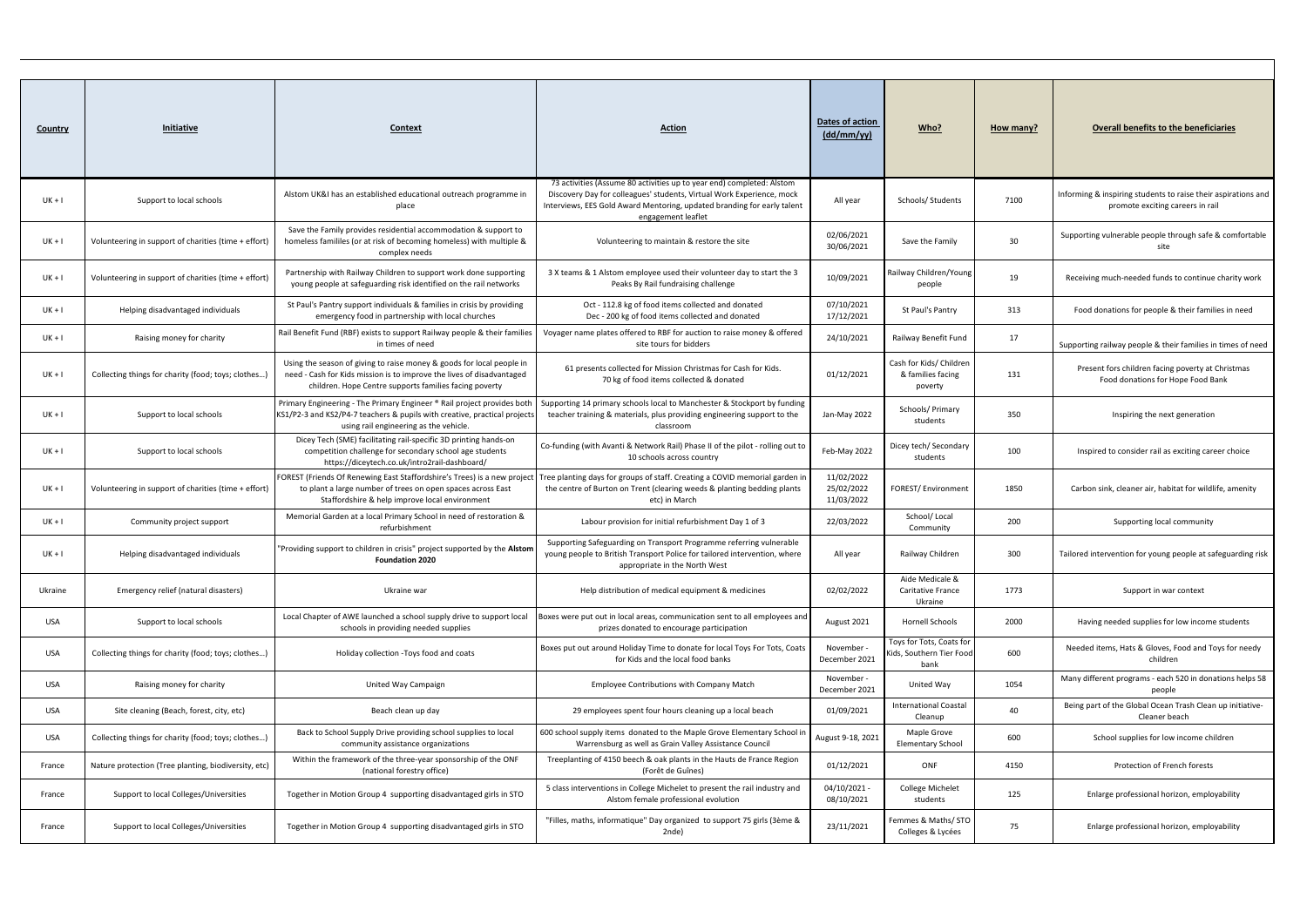| Country | Initiative | Context | Action | Dates of action (dd/mm/yy) | Who? | How many? | Overall benefits to the beneficiaries |
|---|---|---|---|---|---|---|---|
| UK + I | Support to local schools | Alstom UK&I has an established educational outreach programme in place | 73 activities (Assume 80 activities up to year end) completed: Alstom Discovery Day for colleagues' students, Virtual Work Experience, mock Interviews, EES Gold Award Mentoring, updated branding for early talent engagement leaflet | All year | Schools/ Students | 7100 | Informing & inspiring students to raise their aspirations and promote exciting careers in rail |
| UK + I | Volunteering in support of charities (time + effort) | Save the Family provides residential accommodation & support to homeless famililes (or at risk of becoming homeless) with multiple & complex needs | Volunteering to maintain & restore the site | 02/06/2021 30/06/2021 | Save the Family | 30 | Supporting vulnerable people through safe & comfortable site |
| UK + I | Volunteering in support of charities (time + effort) | Partnership with Railway Children to support work done supporting young people at safeguarding risk identified on the rail networks | 3 X teams & 1 Alstom employee used their volunteer day to start the 3 Peaks By Rail fundraising challenge | 10/09/2021 | Railway Children/Young people | 19 | Receiving much-needed funds to continue charity work |
| UK + I | Helping disadvantaged individuals | St Paul's Pantry support individuals & families in crisis by providing emergency food in partnership with local churches | Oct - 112.8 kg of food items collected and donated<br>Dec - 200 kg of food items collected and donated | 07/10/2021 17/12/2021 | St Paul's Pantry | 313 | Food donations for people & their families in need |
| UK + I | Raising money for charity | Rail Benefit Fund (RBF) exists to support Railway people & their families in times of need | Voyager name plates offered to RBF for auction to raise money & offered site tours for bidders | 24/10/2021 | Railway Benefit Fund | 17 | Supporting railway people & their families in times of need |
| UK + I | Collecting things for charity (food; toys; clothes…) | Using the season of giving to raise money & goods for local people in need - Cash for Kids mission is to improve the lives of disadvantaged children. Hope Centre supports families facing poverty | 61 presents collected for Mission Christmas for Cash for Kids.<br>70 kg of food items collected & donated | 01/12/2021 | Cash for Kids/ Children & families facing poverty | 131 | Present fors children facing poverty at Christmas<br>Food donations for Hope Food Bank |
| UK + I | Support to local schools | Primary Engineering - The Primary Engineer ® Rail project provides both KS1/P2-3 and KS2/P4-7 teachers & pupils with creative, practical projects using rail engineering as the vehicle. | Supporting 14 primary schools local to Manchester & Stockport by funding teacher training & materials, plus providing engineering support to the classroom | Jan-May 2022 | Schools/ Primary students | 350 | Inspiring the next generation |
| UK + I | Support to local schools | Dicey Tech (SME) facilitating rail-specific 3D printing hands-on competition challenge for secondary school age students https://diceytech.co.uk/intro2rail-dashboard/ | Co-funding (with Avanti & Network Rail) Phase II of the pilot - rolling out to 10 schools across country | Feb-May 2022 | Dicey tech/ Secondary students | 100 | Inspired to consider rail as exciting career choice |
| UK + I | Volunteering in support of charities (time + effort) | FOREST (Friends Of Renewing East Staffordshire's Trees) is a new project to plant a large number of trees on open spaces across East Staffordshire & help improve local environment | Tree planting days for groups of staff. Creating a COVID memorial garden in the centre of Burton on Trent (clearing weeds & planting bedding plants etc) in March | 11/02/2022 25/02/2022 11/03/2022 | FOREST/ Environment | 1850 | Carbon sink, cleaner air, habitat for wildlife, amenity |
| UK + I | Community project support | Memorial Garden at a local Primary School in need of restoration & refurbishment | Labour provision for initial refurbishment Day 1 of 3 | 22/03/2022 | School/ Local Community | 200 | Supporting local community |
| UK + I | Helping disadvantaged individuals | "Providing support to children in crisis" project supported by the **Alstom Foundation 2020** | Supporting Safeguarding on Transport Programme referring vulnerable young people to British Transport Police for tailored intervention, where appropriate in the North West | All year | Railway Children | 300 | Tailored intervention for young people at safeguarding risk |
| Ukraine | Emergency relief (natural disasters) | Ukraine war | Help distribution of medical equipment & medicines | 02/02/2022 | Aide Medicale & Caritative France Ukraine | 1773 | Support in war context |
| USA | Support to local schools | Local Chapter of AWE launched a school supply drive to support local schools in providing needed supplies | Boxes were put out in local areas, communication sent to all employees and prizes donated to encourage participation | August 2021 | Hornell Schools | 2000 | Having needed supplies for low income students |
| USA | Collecting things for charity (food; toys; clothes…) | Holiday collection -Toys food and coats | Boxes put out around Holiday Time to donate for local Toys For Tots, Coats for Kids and the local food banks | November - December 2021 | Toys for Tots, Coats for Kids, Southern Tier Food bank | 600 | Needed items, Hats & Gloves, Food and Toys for needy children |
| USA | Raising money for charity | United Way Campaign | Employee Contributions with Company Match | November - December 2021 | United Way | 1054 | Many different programs - each 520 in donations helps 58 people |
| USA | Site cleaning (Beach, forest, city, etc) | Beach clean up day | 29 employees spent four hours cleaning up a local beach | 01/09/2021 | International Coastal Cleanup | 40 | Being part of the Global Ocean Trash Clean up initiative- Cleaner beach |
| USA | Collecting things for charity (food; toys; clothes…) | Back to School Supply Drive providing school supplies to local community assistance organizations | 600 school supply items donated to the Maple Grove Elementary School in Warrensburg as well as Grain Valley Assistance Council | August 9-18, 2021 | Maple Grove Elementary School | 600 | School supplies for low income children |
| France | Nature protection (Tree planting, biodiversity, etc) | Within the framework of the three-year sponsorship of the ONF (national forestry office) | Treeplanting of 4150 beech & oak plants in the Hauts de France Region (Forêt de Guînes) | 01/12/2021 | ONF | 4150 | Protection of French forests |
| France | Support to local Colleges/Universities | Together in Motion Group 4 supporting disadvantaged girls in STO | 5 class interventions in College Michelet to present the rail industry and Alstom female professional evolution | 04/10/2021 - 08/10/2021 | College Michelet students | 125 | Enlarge professional horizon, employability |
| France | Support to local Colleges/Universities | Together in Motion Group 4 supporting disadvantaged girls in STO | "Filles, maths, informatique" Day organized to support 75 girls (3ème & 2nde) | 23/11/2021 | Femmes & Maths/ STO Colleges & Lycées | 75 | Enlarge professional horizon, employability |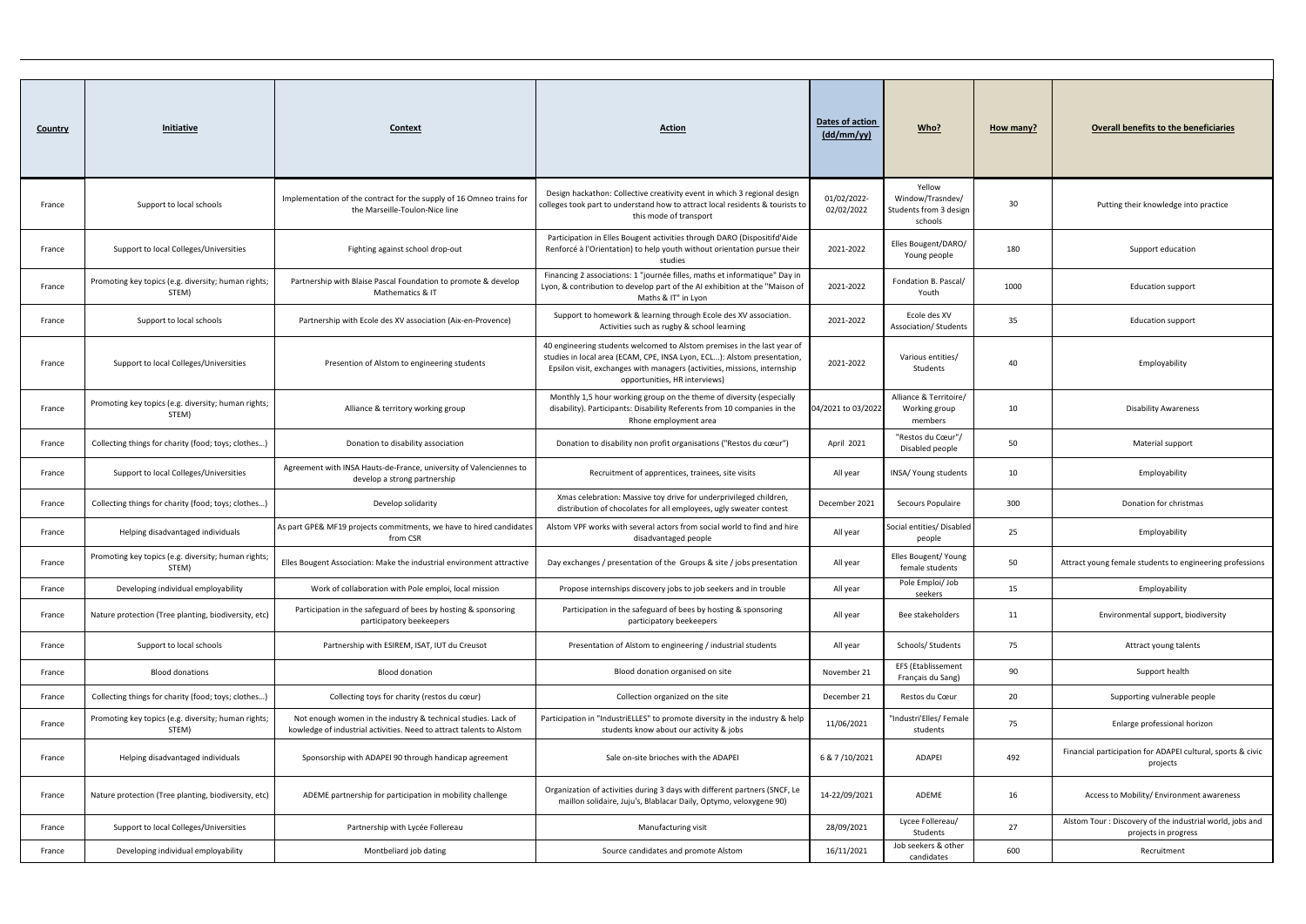| Country | Initiative | Context | Action | Dates of action (dd/mm/yy) | Who? | How many? | Overall benefits to the beneficiaries |
|---|---|---|---|---|---|---|---|
| France | Support to local schools | Implementation of the contract for the supply of 16 Omneo trains for the Marseille-Toulon-Nice line | Design hackathon: Collective creativity event in which 3 regional design colleges took part to understand how to attract local residents & tourists to this mode of transport | 01/02/2022-02/02/2022 | Yellow Window/Trasndev/ Students from 3 design schools | 30 | Putting their knowledge into practice |
| France | Support to local Colleges/Universities | Fighting against school drop-out | Participation in Elles Bougent activities through DARO (Dispositifd'Aide Renforcé à l'Orientation) to help youth without orientation pursue their studies | 2021-2022 | Elles Bougent/DARO/ Young people | 180 | Support education |
| France | Promoting key topics (e.g. diversity; human rights; STEM) | Partnership with Blaise Pascal Foundation to promote & develop Mathematics & IT | Financing 2 associations: 1 "journée filles, maths et informatique" Day in Lyon, & contribution to develop part of the AI exhibition at the "Maison of Maths & IT" in Lyon | 2021-2022 | Fondation B. Pascal/ Youth | 1000 | Education support |
| France | Support to local schools | Partnership with Ecole des XV association (Aix-en-Provence) | Support to homework & learning through Ecole des XV association. Activities such as rugby & school learning | 2021-2022 | Ecole des XV Association/ Students | 35 | Education support |
| France | Support to local Colleges/Universities | Presention of Alstom to engineering students | 40 engineering students welcomed to Alstom premises in the last year of studies in local area (ECAM, CPE, INSA Lyon, ECL...): Alstom presentation, Epsilon visit, exchanges with managers (activities, missions, internship opportunities, HR interviews) | 2021-2022 | Various entities/ Students | 40 | Employability |
| France | Promoting key topics (e.g. diversity; human rights; STEM) | Alliance & territory working group | Monthly 1,5 hour working group on the theme of diversity (especially disability). Participants: Disability Referents from 10 companies in the Rhone employment area | 04/2021 to 03/2022 | Alliance & Territoire/ Working group members | 10 | Disability Awareness |
| France | Collecting things for charity (food; toys; clothes…) | Donation to disability association | Donation to disability non profit organisations ("Restos du cœur") | April 2021 | "Restos du Cœur"/ Disabled people | 50 | Material support |
| France | Support to local Colleges/Universities | Agreement with INSA Hauts-de-France, university of Valenciennes to develop a strong partnership | Recruitment of apprentices, trainees, site visits | All year | INSA/ Young students | 10 | Employability |
| France | Collecting things for charity (food; toys; clothes…) | Develop solidarity | Xmas celebration: Massive toy drive for underprivileged children, distribution of chocolates for all employees, ugly sweater contest | December 2021 | Secours Populaire | 300 | Donation for christmas |
| France | Helping disadvantaged individuals | As part GPE& MF19 projects commitments, we have to hired candidates from CSR | Alstom VPF works with several actors from social world to find and hire disadvantaged people | All year | Social entities/ Disabled people | 25 | Employability |
| France | Promoting key topics (e.g. diversity; human rights; STEM) | Elles Bougent Association: Make the industrial environment attractive | Day exchanges / presentation of the Groups & site / jobs presentation | All year | Elles Bougent/ Young female students | 50 | Attract young female students to engineering professions |
| France | Developing individual employability | Work of collaboration with Pole emploi, local mission | Propose internships discovery jobs to job seekers and in trouble | All year | Pole Emploi/ Job seekers | 15 | Employability |
| France | Nature protection (Tree planting, biodiversity, etc) | Participation in the safeguard of bees by hosting & sponsoring participatory beekeepers | Participation in the safeguard of bees by hosting & sponsoring participatory beekeepers | All year | Bee stakeholders | 11 | Environmental support, biodiversity |
| France | Support to local schools | Partnership with ESIREM, ISAT, IUT du Creusot | Presentation of Alstom to engineering / industrial students | All year | Schools/ Students | 75 | Attract young talents |
| France | Blood donations | Blood donation | Blood donation organised on site | November 21 | EFS (Etablissement Français du Sang) | 90 | Support health |
| France | Collecting things for charity (food; toys; clothes…) | Collecting toys for charity (restos du cœur) | Collection organized on the site | December 21 | Restos du Cœur | 20 | Supporting vulnerable people |
| France | Promoting key topics (e.g. diversity; human rights; STEM) | Not enough women in the industry & technical studies. Lack of kowledge of industrial activities. Need to attract talents to Alstom | Participation in "IndustriELLES" to promote diversity in the industry & help students know about our activity & jobs | 11/06/2021 | "Industri'Elles/ Female students | 75 | Enlarge professional horizon |
| France | Helping disadvantaged individuals | Sponsorship with ADAPEI 90 through handicap agreement | Sale on-site brioches with the ADAPEI | 6 & 7 /10/2021 | ADAPEI | 492 | Financial participation for ADAPEI cultural, sports & civic projects |
| France | Nature protection (Tree planting, biodiversity, etc) | ADEME partnership for participation in mobility challenge | Organization of activities during 3 days with different partners (SNCF, Le maillon solidaire, Juju's, Blablacar Daily, Optymo, veloxygene 90) | 14-22/09/2021 | ADEME | 16 | Access to Mobility/ Environment awareness |
| France | Support to local Colleges/Universities | Partnership with Lycée Follereau | Manufacturing visit | 28/09/2021 | Lycee Follereau/ Students | 27 | Alstom Tour : Discovery of the industrial world, jobs and projects in progress |
| France | Developing individual employability | Montbeliard job dating | Source candidates and promote Alstom | 16/11/2021 | Job seekers & other candidates | 600 | Recruitment |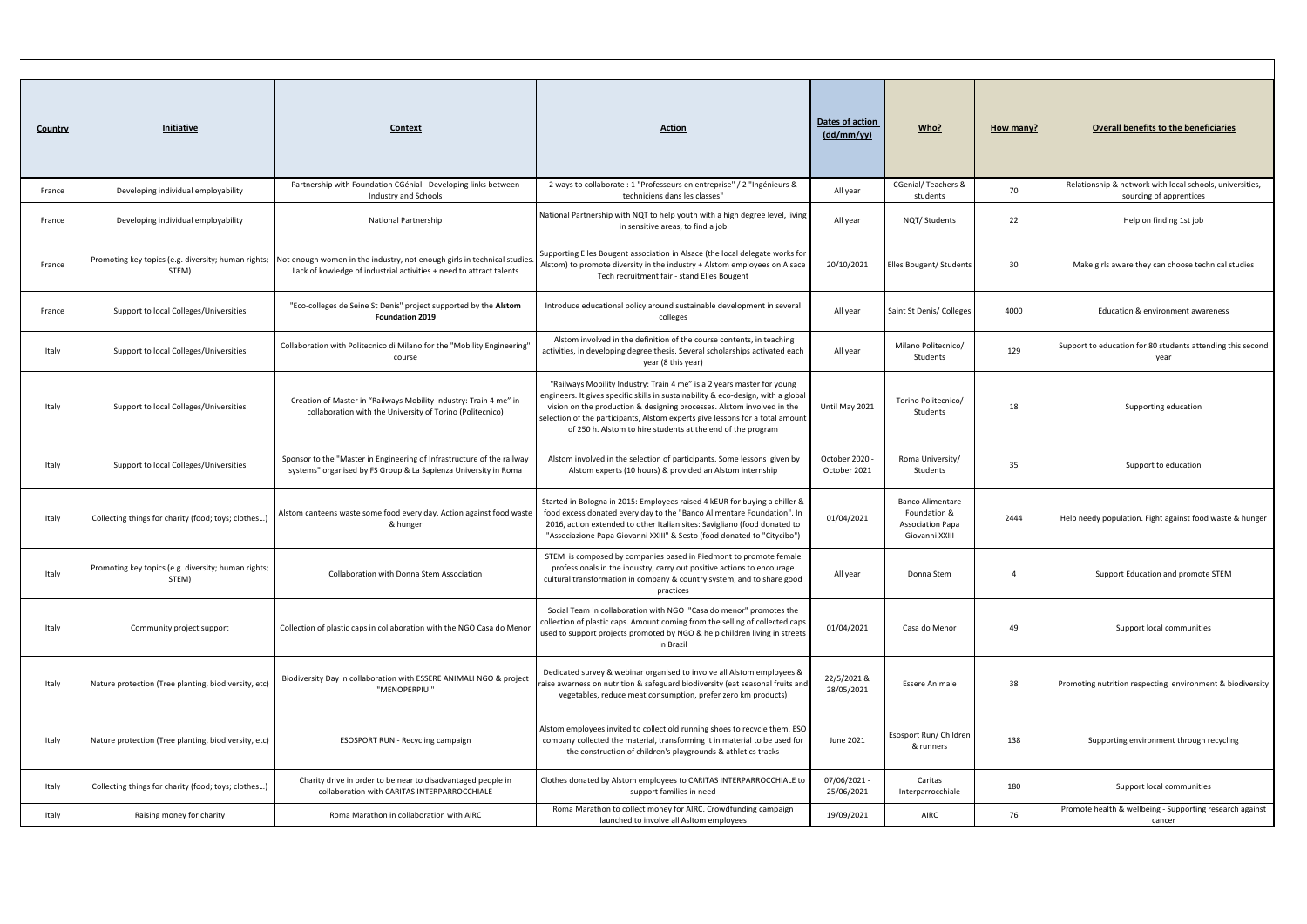| Country | Initiative | Context | Action | Dates of action (dd/mm/yy) | Who? | How many? | Overall benefits to the beneficiaries |
|---|---|---|---|---|---|---|---|
| France | Developing individual employability | Partnership with Foundation CGénial - Developing links between Industry and Schools | 2 ways to collaborate : 1 "Professeurs en entreprise" / 2 "Ingénieurs & techniciens dans les classes" | All year | CGenial/ Teachers & students | 70 | Relationship & network with local schools, universities, sourcing of apprentices |
| France | Developing individual employability | National Partnership | National Partnership with NQT to help youth with a high degree level, living in sensitive areas, to find a job | All year | NQT/ Students | 22 | Help on finding 1st job |
| France | Promoting key topics (e.g. diversity; human rights; STEM) | Not enough women in the industry, not enough girls in technical studies. Lack of kowledge of industrial activities + need to attract talents | Supporting Elles Bougent association in Alsace (the local delegate works for Alstom) to promote diversity in the industry + Alstom employees on Alsace Tech recruitment fair - stand Elles Bougent | 20/10/2021 | Elles Bougent/ Students | 30 | Make girls aware they can choose technical studies |
| France | Support to local Colleges/Universities | "Eco-colleges de Seine St Denis" project supported by the **Alstom Foundation 2019** | Introduce educational policy around sustainable development in several colleges | All year | Saint St Denis/ Colleges | 4000 | Education & environment awareness |
| Italy | Support to local Colleges/Universities | Collaboration with Politecnico di Milano for the "Mobility Engineering" course | Alstom involved in the definition of the course contents, in teaching activities, in developing degree thesis. Several scholarships activated each year (8 this year) | All year | Milano Politecnico/ Students | 129 | Support to education for 80 students attending this second year |
| Italy | Support to local Colleges/Universities | Creation of Master in "Railways Mobility Industry: Train 4 me" in collaboration with the University of Torino (Politecnico) | "Railways Mobility Industry: Train 4 me" is a 2 years master for young engineers. It gives specific skills in sustainability & eco-design, with a global vision on the production & designing processes. Alstom involved in the selection of the participants, Alstom experts give lessons for a total amount of 250 h. Alstom to hire students at the end of the program | Until May 2021 | Torino Politecnico/ Students | 18 | Supporting education |
| Italy | Support to local Colleges/Universities | Sponsor to the "Master in Engineering of Infrastructure of the railway systems" organised by FS Group & La Sapienza University in Roma | Alstom involved in the selection of participants. Some lessons given by Alstom experts (10 hours) & provided an Alstom internship | October 2020 - October 2021 | Roma University/ Students | 35 | Support to education |
| Italy | Collecting things for charity (food; toys; clothes…) | Alstom canteens waste some food every day. Action against food waste & hunger | Started in Bologna in 2015: Employees raised 4 kEUR for buying a chiller & food excess donated every day to the "Banco Alimentare Foundation". In 2016, action extended to other Italian sites: Savigliano (food donated to "Associazione Papa Giovanni XXIII" & Sesto (food donated to "Citycibo") | 01/04/2021 | Banco Alimentare Foundation & Association Papa Giovanni XXIII | 2444 | Help needy population. Fight against food waste & hunger |
| Italy | Promoting key topics (e.g. diversity; human rights; STEM) | Collaboration with Donna Stem Association | STEM is composed by companies based in Piedmont to promote female professionals in the industry, carry out positive actions to encourage cultural transformation in company & country system, and to share good practices | All year | Donna Stem | 4 | Support Education and promote STEM |
| Italy | Community project support | Collection of plastic caps in collaboration with the NGO Casa do Menor | Social Team in collaboration with NGO "Casa do menor" promotes the collection of plastic caps. Amount coming from the selling of collected caps used to support projects promoted by NGO & help children living in streets in Brazil | 01/04/2021 | Casa do Menor | 49 | Support local communities |
| Italy | Nature protection (Tree planting, biodiversity, etc) | Biodiversity Day in collaboration with ESSERE ANIMALI NGO & project "MENOPERPIU'" | Dedicated survey & webinar organised to involve all Alstom employees & raise awarness on nutrition & safeguard biodiversity (eat seasonal fruits and vegetables, reduce meat consumption, prefer zero km products) | 22/5/2021 & 28/05/2021 | Essere Animale | 38 | Promoting nutrition respecting environment & biodiversity |
| Italy | Nature protection (Tree planting, biodiversity, etc) | ESOSPORT RUN - Recycling campaign | Alstom employees invited to collect old running shoes to recycle them. ESO company collected the material, transforming it in material to be used for the construction of children's playgrounds & athletics tracks | June 2021 | Esosport Run/ Children & runners | 138 | Supporting environment through recycling |
| Italy | Collecting things for charity (food; toys; clothes…) | Charity drive in order to be near to disadvantaged people in collaboration with CARITAS INTERPARROCCHIALE | Clothes donated by Alstom employees to CARITAS INTERPARROCCHIALE to support families in need | 07/06/2021 - 25/06/2021 | Caritas Interparrocchiale | 180 | Support local communities |
| Italy | Raising money for charity | Roma Marathon in collaboration with AIRC | Roma Marathon to collect money for AIRC. Crowdfunding campaign launched to involve all Asltom employees | 19/09/2021 | AIRC | 76 | Promote health & wellbeing - Supporting research against cancer |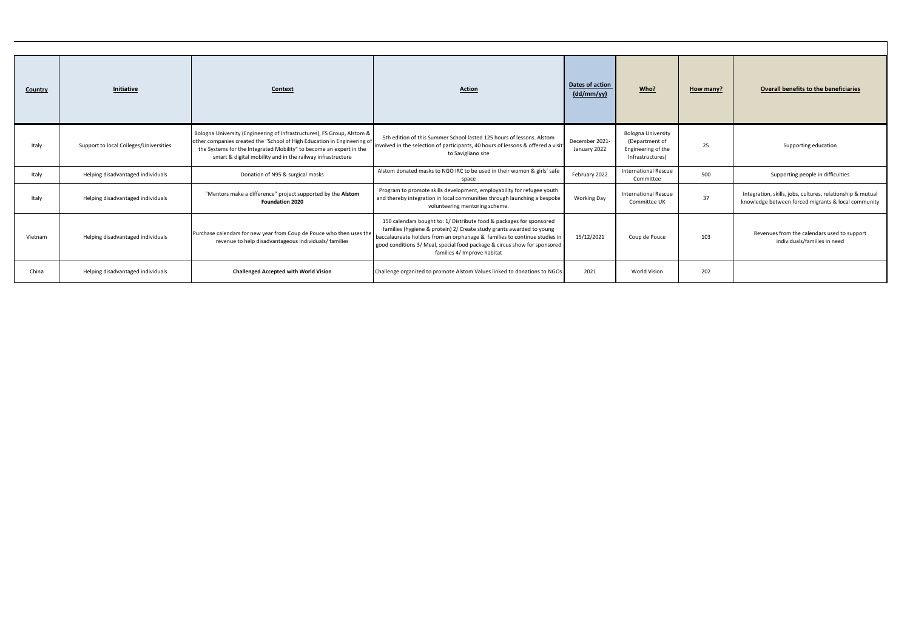| Country | Initiative | Context | Action | Dates of action (dd/mm/yy) | Who? | How many? | Overall benefits to the beneficiaries |
|---|---|---|---|---|---|---|---|
| Italy | Support to local Colleges/Universities | Bologna University (Engineering of Infrastructures), FS Group, Alstom & other companies created the "School of High Education in Engineering of the Systems for the Integrated Mobility" to become an expert in the smart & digital mobility and in the railway infrastructure | 5th edition of this Summer School lasted 125 hours of lessons. Alstom involved in the selection of participants, 40 hours of lessons & offered a visit to Savigliano site | December 2021- January 2022 | Bologna University (Department of Engineering of the Infrastructures) | 25 | Supporting education |
| Italy | Helping disadvantaged individuals | Donation of N95 & surgical masks | Alstom donated masks to NGO IRC to be used in their women & girls' safe space | February 2022 | International Rescue Committee | 500 | Supporting people in difficulties |
| Italy | Helping disadvantaged individuals | "Mentors make a difference" project supported by the **Alstom Foundation 2020** | Program to promote skills development, employability for refugee youth and thereby integration in local communities through launching a bespoke volunteering mentoring scheme. | Working Day | International Rescue Committee UK | 37 | Integration, skills, jobs, cultures, relationship & mutual knowledge between forced migrants & local community |
| Vietnam | Helping disadvantaged individuals | Purchase calendars for new year from Coup de Pouce who then uses the revenue to help disadvantageous individuals/ families | 150 calendars bought to: 1/ Distribute food & packages for sponsored families (hygiene & protein) 2/ Create study grants awarded to young baccalaureate holders from an orphanage & families to continue studies in good conditions 3/ Meal, special food package & circus show for sponsored families 4/ Improve habitat | 15/12/2021 | Coup de Pouce | 103 | Revenues from the calendars used to support individuals/families in need |
| China | Helping disadvantaged individuals | **Challenged Accepted with World Vision** | Challenge organized to promote Alstom Values linked to donations to NGOs | 2021 | World Vision | 202 | |